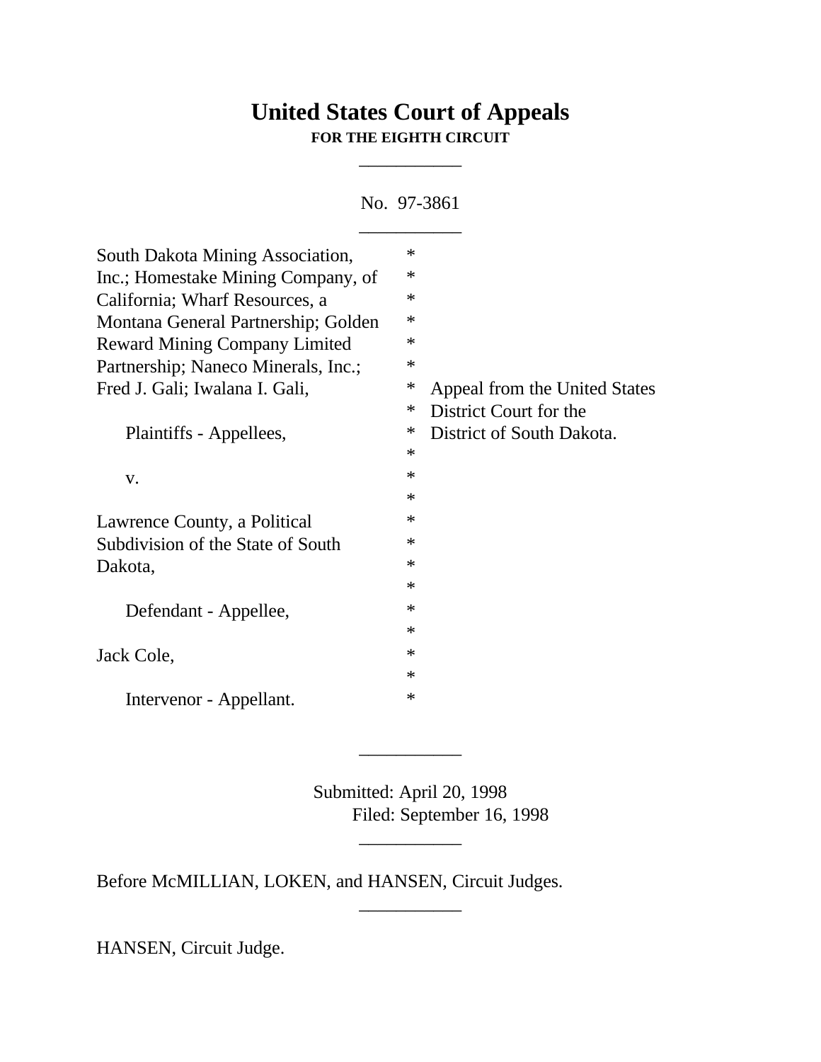# United States Court of Appeals

**FOR THE EIGHTH CIRCUIT**

---

No. 97-3861

---

| | | |
|---|---|---|
| South Dakota Mining Association, Inc.; Homestake Mining Company, of California; Wharf Resources, a Montana General Partnership; Golden Reward Mining Company Limited Partnership; Naneco Minerals, Inc.; Fred J. Gali; Iwalana I. Gali, | * | Appeal from the United States District Court for the District of South Dakota. |
| Plaintiffs - Appellees, | * | |
| v. | * | |
| Lawrence County, a Political Subdivision of the State of South Dakota, | * | |
| Defendant - Appellee, | * | |
| Jack Cole, | * | |
| Intervenor - Appellant. | * | |

---

Submitted: April 20, 1998
Filed: September 16, 1998

---

Before McMILLIAN, LOKEN, and HANSEN, Circuit Judges.

---

HANSEN, Circuit Judge.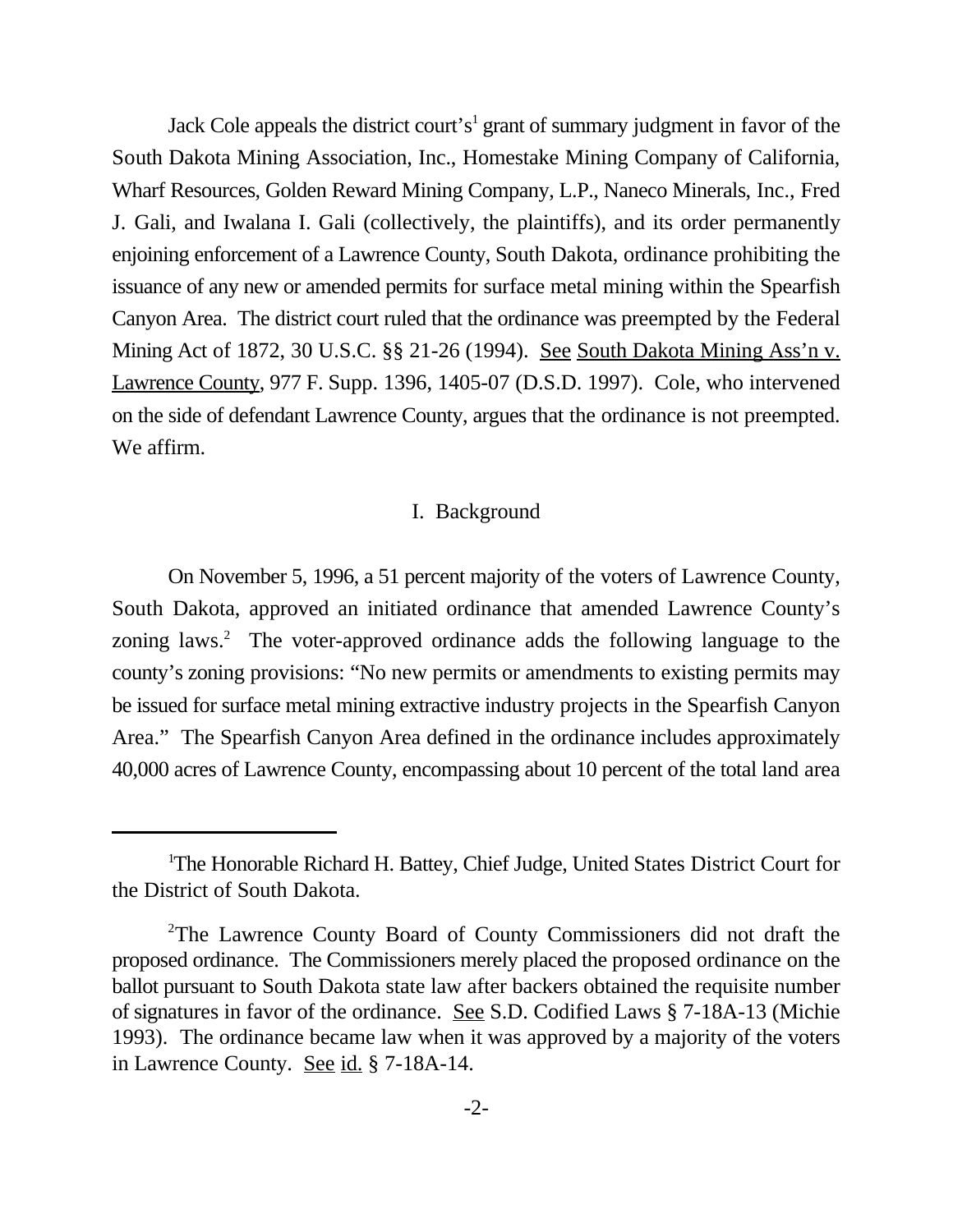Jack Cole appeals the district court's[1] grant of summary judgment in favor of the South Dakota Mining Association, Inc., Homestake Mining Company of California, Wharf Resources, Golden Reward Mining Company, L.P., Naneco Minerals, Inc., Fred J. Gali, and Iwalana I. Gali (collectively, the plaintiffs), and its order permanently enjoining enforcement of a Lawrence County, South Dakota, ordinance prohibiting the issuance of any new or amended permits for surface metal mining within the Spearfish Canyon Area. The district court ruled that the ordinance was preempted by the Federal Mining Act of 1872, 30 U.S.C. §§ 21-26 (1994). See South Dakota Mining Ass'n v. Lawrence County, 977 F. Supp. 1396, 1405-07 (D.S.D. 1997). Cole, who intervened on the side of defendant Lawrence County, argues that the ordinance is not preempted. We affirm.

## I. Background

On November 5, 1996, a 51 percent majority of the voters of Lawrence County, South Dakota, approved an initiated ordinance that amended Lawrence County's zoning laws.[2] The voter-approved ordinance adds the following language to the county's zoning provisions: "No new permits or amendments to existing permits may be issued for surface metal mining extractive industry projects in the Spearfish Canyon Area." The Spearfish Canyon Area defined in the ordinance includes approximately 40,000 acres of Lawrence County, encompassing about 10 percent of the total land area

---

[1] The Honorable Richard H. Battey, Chief Judge, United States District Court for the District of South Dakota.

[2] The Lawrence County Board of County Commissioners did not draft the proposed ordinance. The Commissioners merely placed the proposed ordinance on the ballot pursuant to South Dakota state law after backers obtained the requisite number of signatures in favor of the ordinance. See S.D. Codified Laws § 7-18A-13 (Michie 1993). The ordinance became law when it was approved by a majority of the voters in Lawrence County. See id. § 7-18A-14.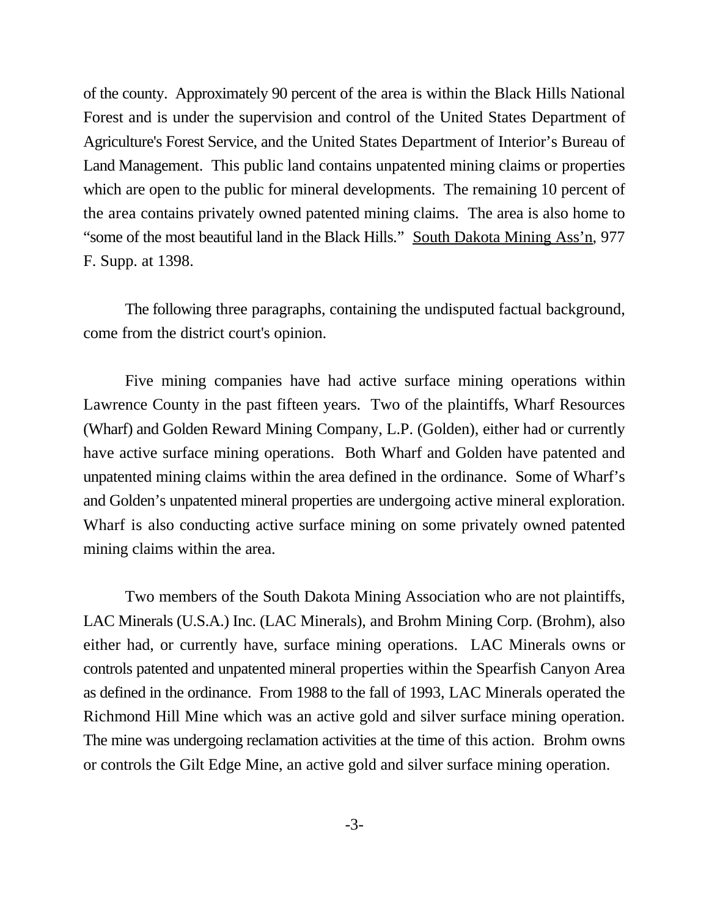of the county. Approximately 90 percent of the area is within the Black Hills National Forest and is under the supervision and control of the United States Department of Agriculture's Forest Service, and the United States Department of Interior's Bureau of Land Management. This public land contains unpatented mining claims or properties which are open to the public for mineral developments. The remaining 10 percent of the area contains privately owned patented mining claims. The area is also home to "some of the most beautiful land in the Black Hills." South Dakota Mining Ass'n, 977 F. Supp. at 1398.

The following three paragraphs, containing the undisputed factual background, come from the district court's opinion.

Five mining companies have had active surface mining operations within Lawrence County in the past fifteen years. Two of the plaintiffs, Wharf Resources (Wharf) and Golden Reward Mining Company, L.P. (Golden), either had or currently have active surface mining operations. Both Wharf and Golden have patented and unpatented mining claims within the area defined in the ordinance. Some of Wharf's and Golden's unpatented mineral properties are undergoing active mineral exploration. Wharf is also conducting active surface mining on some privately owned patented mining claims within the area.

Two members of the South Dakota Mining Association who are not plaintiffs, LAC Minerals (U.S.A.) Inc. (LAC Minerals), and Brohm Mining Corp. (Brohm), also either had, or currently have, surface mining operations. LAC Minerals owns or controls patented and unpatented mineral properties within the Spearfish Canyon Area as defined in the ordinance. From 1988 to the fall of 1993, LAC Minerals operated the Richmond Hill Mine which was an active gold and silver surface mining operation. The mine was undergoing reclamation activities at the time of this action. Brohm owns or controls the Gilt Edge Mine, an active gold and silver surface mining operation.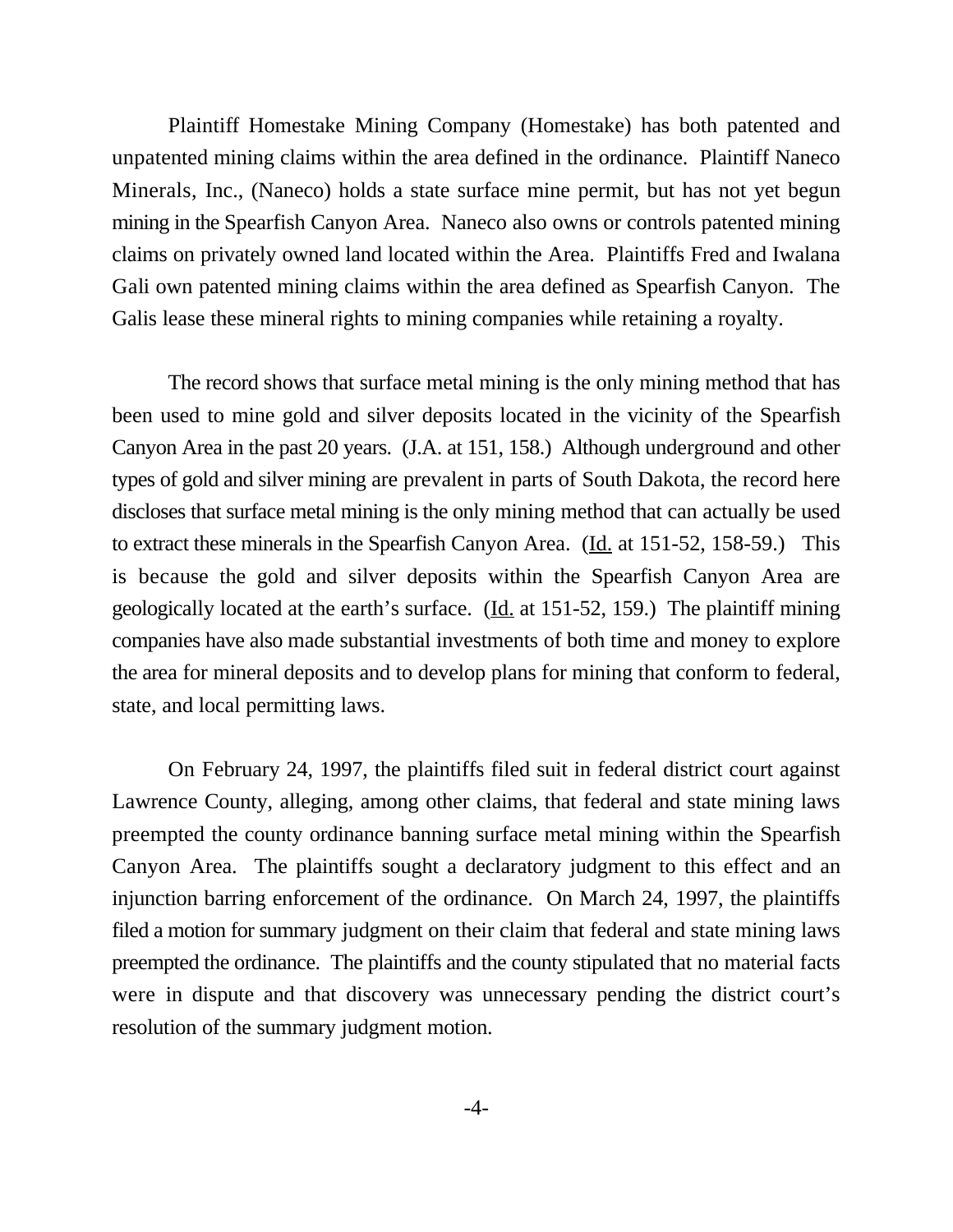Plaintiff Homestake Mining Company (Homestake) has both patented and unpatented mining claims within the area defined in the ordinance. Plaintiff Naneco Minerals, Inc., (Naneco) holds a state surface mine permit, but has not yet begun mining in the Spearfish Canyon Area. Naneco also owns or controls patented mining claims on privately owned land located within the Area. Plaintiffs Fred and Iwalana Gali own patented mining claims within the area defined as Spearfish Canyon. The Galis lease these mineral rights to mining companies while retaining a royalty.

The record shows that surface metal mining is the only mining method that has been used to mine gold and silver deposits located in the vicinity of the Spearfish Canyon Area in the past 20 years. (J.A. at 151, 158.) Although underground and other types of gold and silver mining are prevalent in parts of South Dakota, the record here discloses that surface metal mining is the only mining method that can actually be used to extract these minerals in the Spearfish Canyon Area. (Id. at 151-52, 158-59.) This is because the gold and silver deposits within the Spearfish Canyon Area are geologically located at the earth's surface. (Id. at 151-52, 159.) The plaintiff mining companies have also made substantial investments of both time and money to explore the area for mineral deposits and to develop plans for mining that conform to federal, state, and local permitting laws.

On February 24, 1997, the plaintiffs filed suit in federal district court against Lawrence County, alleging, among other claims, that federal and state mining laws preempted the county ordinance banning surface metal mining within the Spearfish Canyon Area. The plaintiffs sought a declaratory judgment to this effect and an injunction barring enforcement of the ordinance. On March 24, 1997, the plaintiffs filed a motion for summary judgment on their claim that federal and state mining laws preempted the ordinance. The plaintiffs and the county stipulated that no material facts were in dispute and that discovery was unnecessary pending the district court's resolution of the summary judgment motion.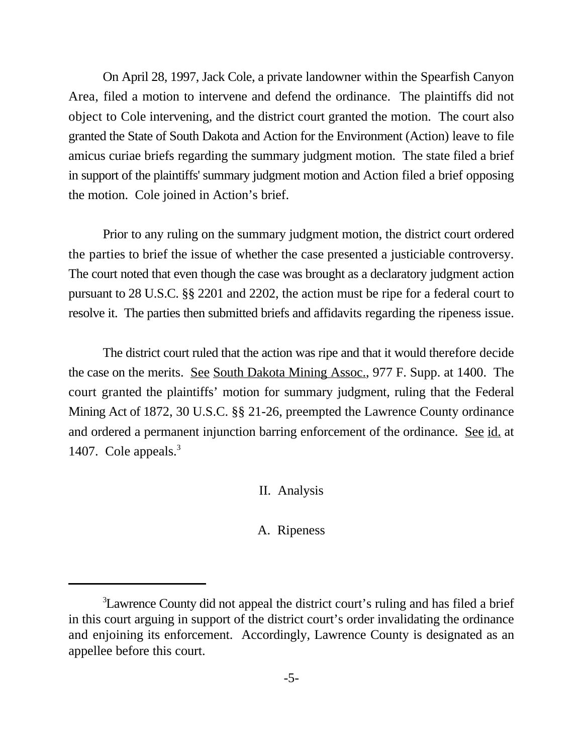On April 28, 1997, Jack Cole, a private landowner within the Spearfish Canyon Area, filed a motion to intervene and defend the ordinance. The plaintiffs did not object to Cole intervening, and the district court granted the motion. The court also granted the State of South Dakota and Action for the Environment (Action) leave to file amicus curiae briefs regarding the summary judgment motion. The state filed a brief in support of the plaintiffs' summary judgment motion and Action filed a brief opposing the motion. Cole joined in Action's brief.

Prior to any ruling on the summary judgment motion, the district court ordered the parties to brief the issue of whether the case presented a justiciable controversy. The court noted that even though the case was brought as a declaratory judgment action pursuant to 28 U.S.C. §§ 2201 and 2202, the action must be ripe for a federal court to resolve it. The parties then submitted briefs and affidavits regarding the ripeness issue.

The district court ruled that the action was ripe and that it would therefore decide the case on the merits. See South Dakota Mining Assoc., 977 F. Supp. at 1400. The court granted the plaintiffs' motion for summary judgment, ruling that the Federal Mining Act of 1872, 30 U.S.C. §§ 21-26, preempted the Lawrence County ordinance and ordered a permanent injunction barring enforcement of the ordinance. See id. at 1407. Cole appeals.[3]

## II. Analysis

### A. Ripeness

[3]Lawrence County did not appeal the district court's ruling and has filed a brief in this court arguing in support of the district court's order invalidating the ordinance and enjoining its enforcement. Accordingly, Lawrence County is designated as an appellee before this court.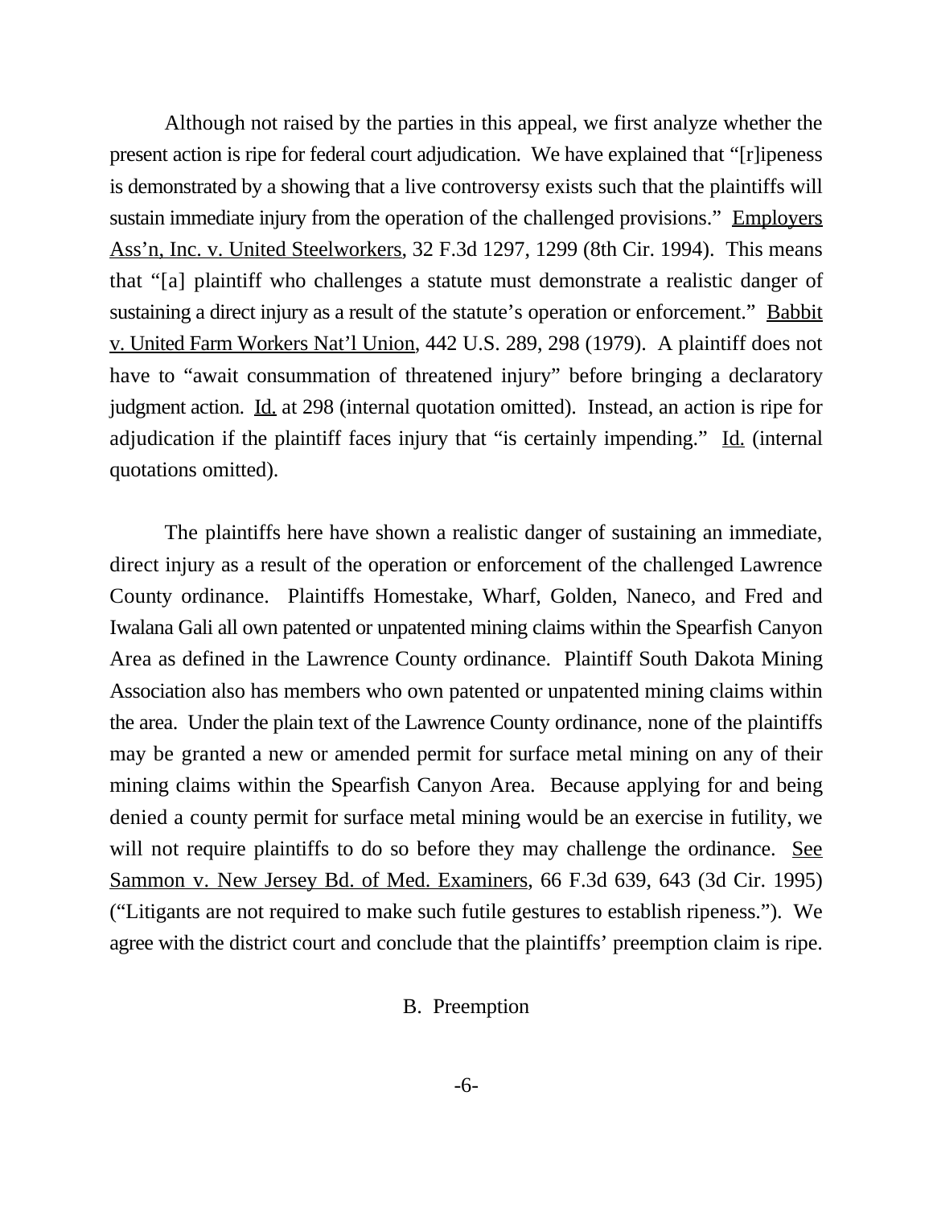Although not raised by the parties in this appeal, we first analyze whether the present action is ripe for federal court adjudication. We have explained that "[r]ipeness is demonstrated by a showing that a live controversy exists such that the plaintiffs will sustain immediate injury from the operation of the challenged provisions." Employers Ass'n, Inc. v. United Steelworkers, 32 F.3d 1297, 1299 (8th Cir. 1994). This means that "[a] plaintiff who challenges a statute must demonstrate a realistic danger of sustaining a direct injury as a result of the statute's operation or enforcement." Babbit v. United Farm Workers Nat'l Union, 442 U.S. 289, 298 (1979). A plaintiff does not have to "await consummation of threatened injury" before bringing a declaratory judgment action. Id. at 298 (internal quotation omitted). Instead, an action is ripe for adjudication if the plaintiff faces injury that "is certainly impending." Id. (internal quotations omitted).

The plaintiffs here have shown a realistic danger of sustaining an immediate, direct injury as a result of the operation or enforcement of the challenged Lawrence County ordinance. Plaintiffs Homestake, Wharf, Golden, Naneco, and Fred and Iwalana Gali all own patented or unpatented mining claims within the Spearfish Canyon Area as defined in the Lawrence County ordinance. Plaintiff South Dakota Mining Association also has members who own patented or unpatented mining claims within the area. Under the plain text of the Lawrence County ordinance, none of the plaintiffs may be granted a new or amended permit for surface metal mining on any of their mining claims within the Spearfish Canyon Area. Because applying for and being denied a county permit for surface metal mining would be an exercise in futility, we will not require plaintiffs to do so before they may challenge the ordinance. See Sammon v. New Jersey Bd. of Med. Examiners, 66 F.3d 639, 643 (3d Cir. 1995) ("Litigants are not required to make such futile gestures to establish ripeness."). We agree with the district court and conclude that the plaintiffs' preemption claim is ripe.

### B. Preemption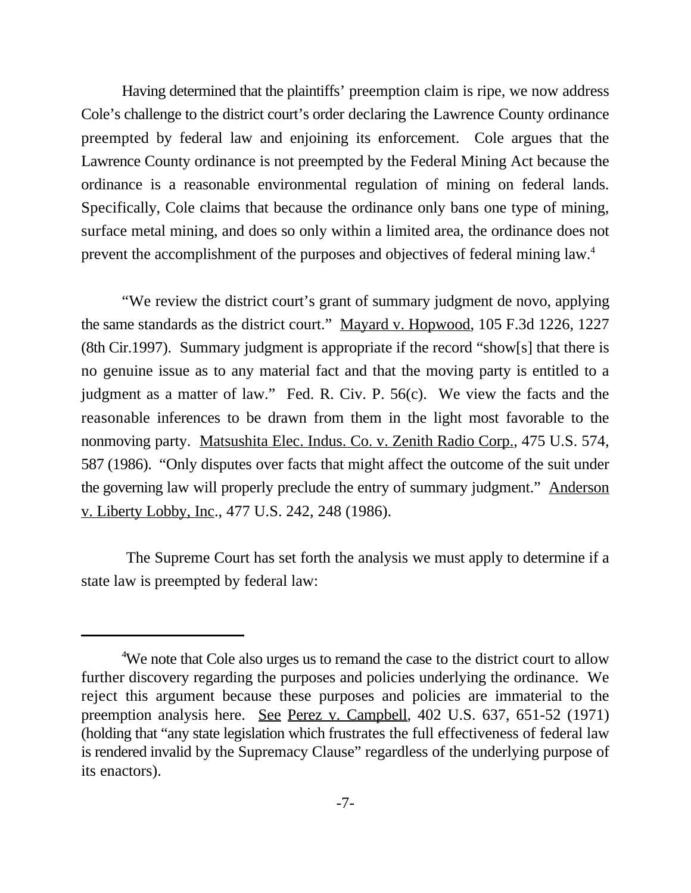Having determined that the plaintiffs' preemption claim is ripe, we now address Cole's challenge to the district court's order declaring the Lawrence County ordinance preempted by federal law and enjoining its enforcement. Cole argues that the Lawrence County ordinance is not preempted by the Federal Mining Act because the ordinance is a reasonable environmental regulation of mining on federal lands. Specifically, Cole claims that because the ordinance only bans one type of mining, surface metal mining, and does so only within a limited area, the ordinance does not prevent the accomplishment of the purposes and objectives of federal mining law.[4]

"We review the district court's grant of summary judgment de novo, applying the same standards as the district court." Mayard v. Hopwood, 105 F.3d 1226, 1227 (8th Cir.1997). Summary judgment is appropriate if the record "show[s] that there is no genuine issue as to any material fact and that the moving party is entitled to a judgment as a matter of law." Fed. R. Civ. P. 56(c). We view the facts and the reasonable inferences to be drawn from them in the light most favorable to the nonmoving party. Matsushita Elec. Indus. Co. v. Zenith Radio Corp., 475 U.S. 574, 587 (1986). "Only disputes over facts that might affect the outcome of the suit under the governing law will properly preclude the entry of summary judgment." Anderson v. Liberty Lobby, Inc., 477 U.S. 242, 248 (1986).

The Supreme Court has set forth the analysis we must apply to determine if a state law is preempted by federal law:

---

[4]We note that Cole also urges us to remand the case to the district court to allow further discovery regarding the purposes and policies underlying the ordinance. We reject this argument because these purposes and policies are immaterial to the preemption analysis here. See Perez v. Campbell, 402 U.S. 637, 651-52 (1971) (holding that "any state legislation which frustrates the full effectiveness of federal law is rendered invalid by the Supremacy Clause" regardless of the underlying purpose of its enactors).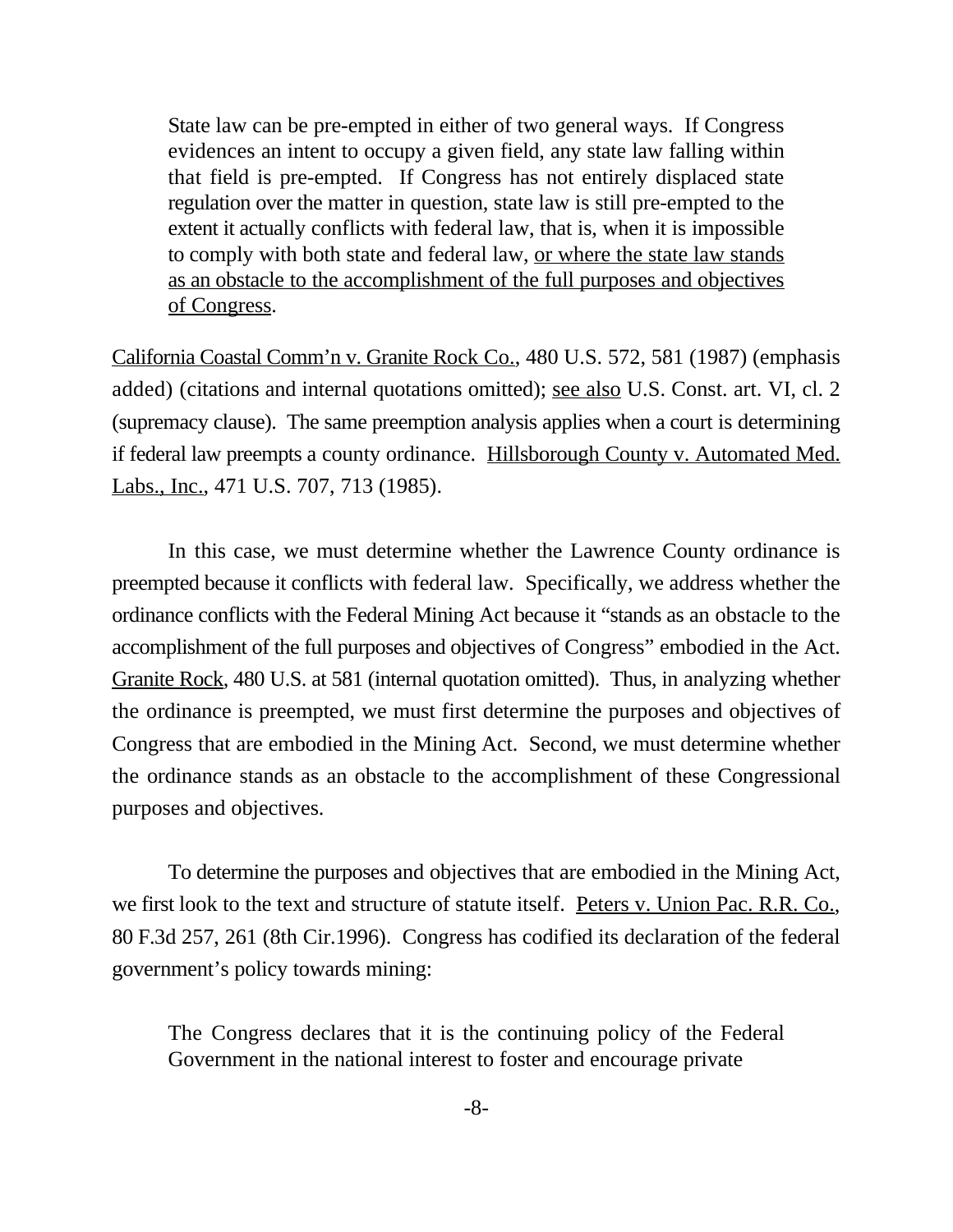> State law can be pre-empted in either of two general ways. If Congress evidences an intent to occupy a given field, any state law falling within that field is pre-empted. If Congress has not entirely displaced state regulation over the matter in question, state law is still pre-empted to the extent it actually conflicts with federal law, that is, when it is impossible to comply with both state and federal law, <u>or where the state law stands as an obstacle to the accomplishment of the full purposes and objectives of Congress</u>.

<u>California Coastal Comm'n v. Granite Rock Co.</u>, 480 U.S. 572, 581 (1987) (emphasis added) (citations and internal quotations omitted); <u>see also</u> U.S. Const. art. VI, cl. 2 (supremacy clause). The same preemption analysis applies when a court is determining if federal law preempts a county ordinance. <u>Hillsborough County v. Automated Med. Labs., Inc.</u>, 471 U.S. 707, 713 (1985).

In this case, we must determine whether the Lawrence County ordinance is preempted because it conflicts with federal law. Specifically, we address whether the ordinance conflicts with the Federal Mining Act because it "stands as an obstacle to the accomplishment of the full purposes and objectives of Congress" embodied in the Act. <u>Granite Rock</u>, 480 U.S. at 581 (internal quotation omitted). Thus, in analyzing whether the ordinance is preempted, we must first determine the purposes and objectives of Congress that are embodied in the Mining Act. Second, we must determine whether the ordinance stands as an obstacle to the accomplishment of these Congressional purposes and objectives.

To determine the purposes and objectives that are embodied in the Mining Act, we first look to the text and structure of statute itself. <u>Peters v. Union Pac. R.R. Co.</u>, 80 F.3d 257, 261 (8th Cir.1996). Congress has codified its declaration of the federal government's policy towards mining:

> The Congress declares that it is the continuing policy of the Federal Government in the national interest to foster and encourage private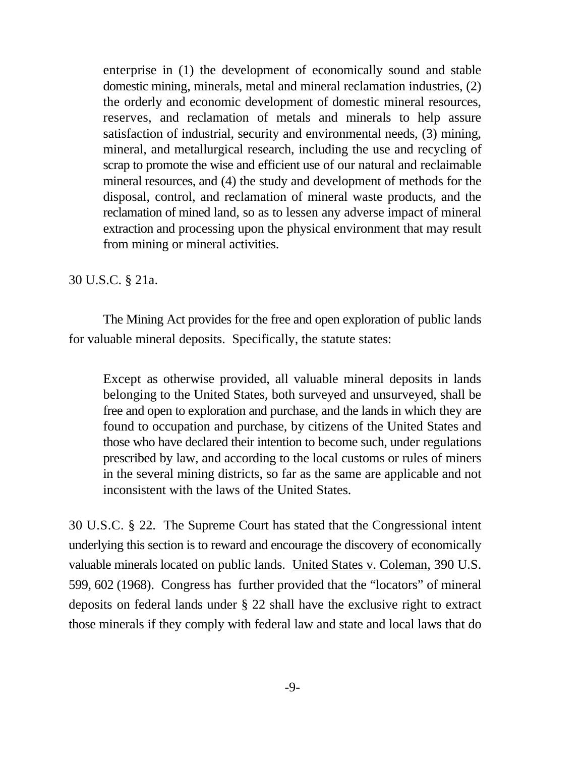> enterprise in (1) the development of economically sound and stable domestic mining, minerals, metal and mineral reclamation industries, (2) the orderly and economic development of domestic mineral resources, reserves, and reclamation of metals and minerals to help assure satisfaction of industrial, security and environmental needs, (3) mining, mineral, and metallurgical research, including the use and recycling of scrap to promote the wise and efficient use of our natural and reclaimable mineral resources, and (4) the study and development of methods for the disposal, control, and reclamation of mineral waste products, and the reclamation of mined land, so as to lessen any adverse impact of mineral extraction and processing upon the physical environment that may result from mining or mineral activities.

30 U.S.C. § 21a.

The Mining Act provides for the free and open exploration of public lands for valuable mineral deposits. Specifically, the statute states:

> Except as otherwise provided, all valuable mineral deposits in lands belonging to the United States, both surveyed and unsurveyed, shall be free and open to exploration and purchase, and the lands in which they are found to occupation and purchase, by citizens of the United States and those who have declared their intention to become such, under regulations prescribed by law, and according to the local customs or rules of miners in the several mining districts, so far as the same are applicable and not inconsistent with the laws of the United States.

30 U.S.C. § 22. The Supreme Court has stated that the Congressional intent underlying this section is to reward and encourage the discovery of economically valuable minerals located on public lands. United States v. Coleman, 390 U.S. 599, 602 (1968). Congress has further provided that the "locators" of mineral deposits on federal lands under § 22 shall have the exclusive right to extract those minerals if they comply with federal law and state and local laws that do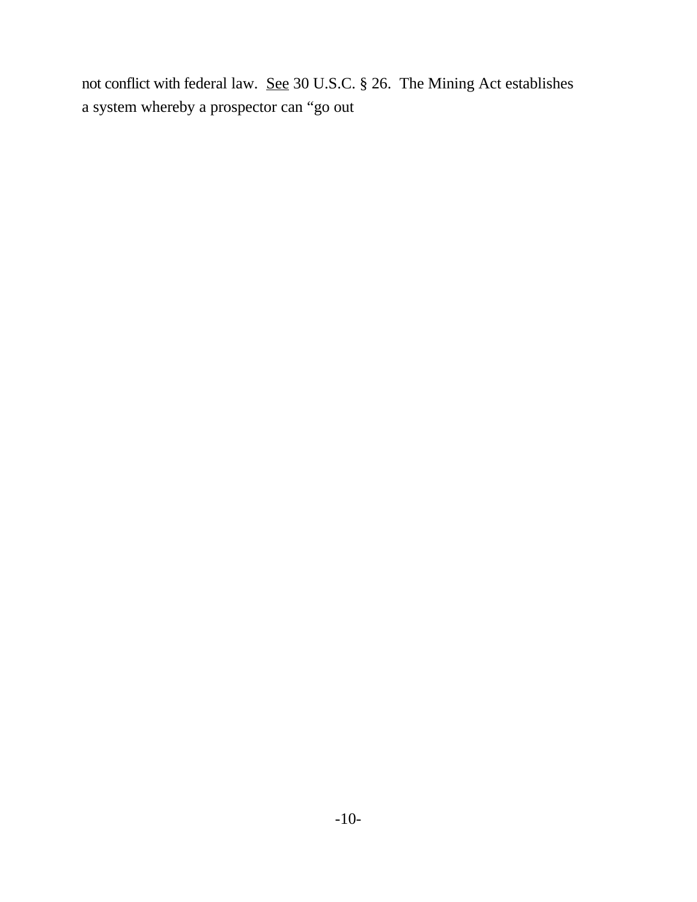not conflict with federal law. See 30 U.S.C. § 26. The Mining Act establishes a system whereby a prospector can "go out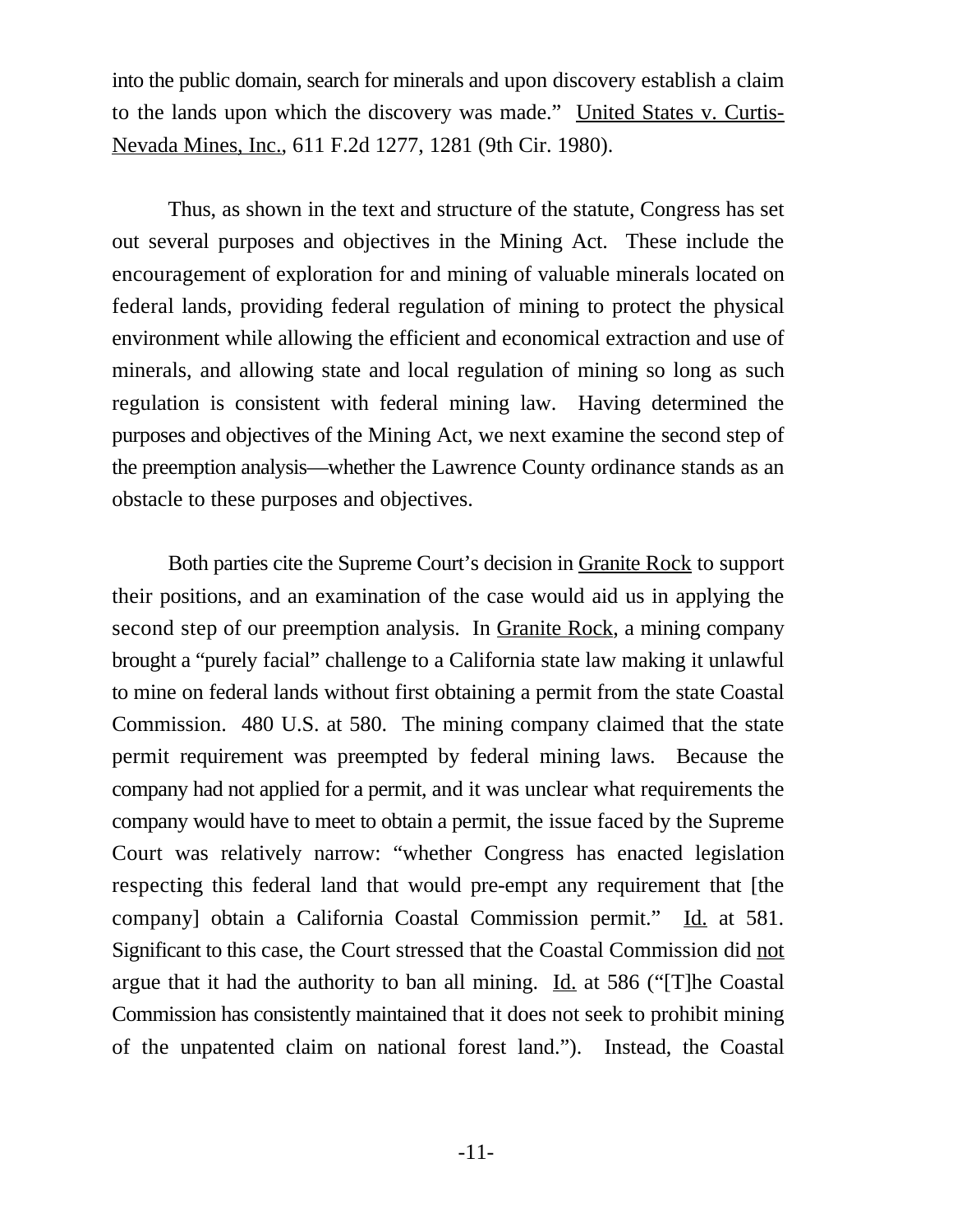into the public domain, search for minerals and upon discovery establish a claim to the lands upon which the discovery was made." United States v. Curtis-Nevada Mines, Inc., 611 F.2d 1277, 1281 (9th Cir. 1980).

Thus, as shown in the text and structure of the statute, Congress has set out several purposes and objectives in the Mining Act. These include the encouragement of exploration for and mining of valuable minerals located on federal lands, providing federal regulation of mining to protect the physical environment while allowing the efficient and economical extraction and use of minerals, and allowing state and local regulation of mining so long as such regulation is consistent with federal mining law. Having determined the purposes and objectives of the Mining Act, we next examine the second step of the preemption analysis—whether the Lawrence County ordinance stands as an obstacle to these purposes and objectives.

Both parties cite the Supreme Court's decision in Granite Rock to support their positions, and an examination of the case would aid us in applying the second step of our preemption analysis. In Granite Rock, a mining company brought a "purely facial" challenge to a California state law making it unlawful to mine on federal lands without first obtaining a permit from the state Coastal Commission. 480 U.S. at 580. The mining company claimed that the state permit requirement was preempted by federal mining laws. Because the company had not applied for a permit, and it was unclear what requirements the company would have to meet to obtain a permit, the issue faced by the Supreme Court was relatively narrow: "whether Congress has enacted legislation respecting this federal land that would pre-empt any requirement that [the company] obtain a California Coastal Commission permit." Id. at 581. Significant to this case, the Court stressed that the Coastal Commission did not argue that it had the authority to ban all mining. Id. at 586 ("[T]he Coastal Commission has consistently maintained that it does not seek to prohibit mining of the unpatented claim on national forest land."). Instead, the Coastal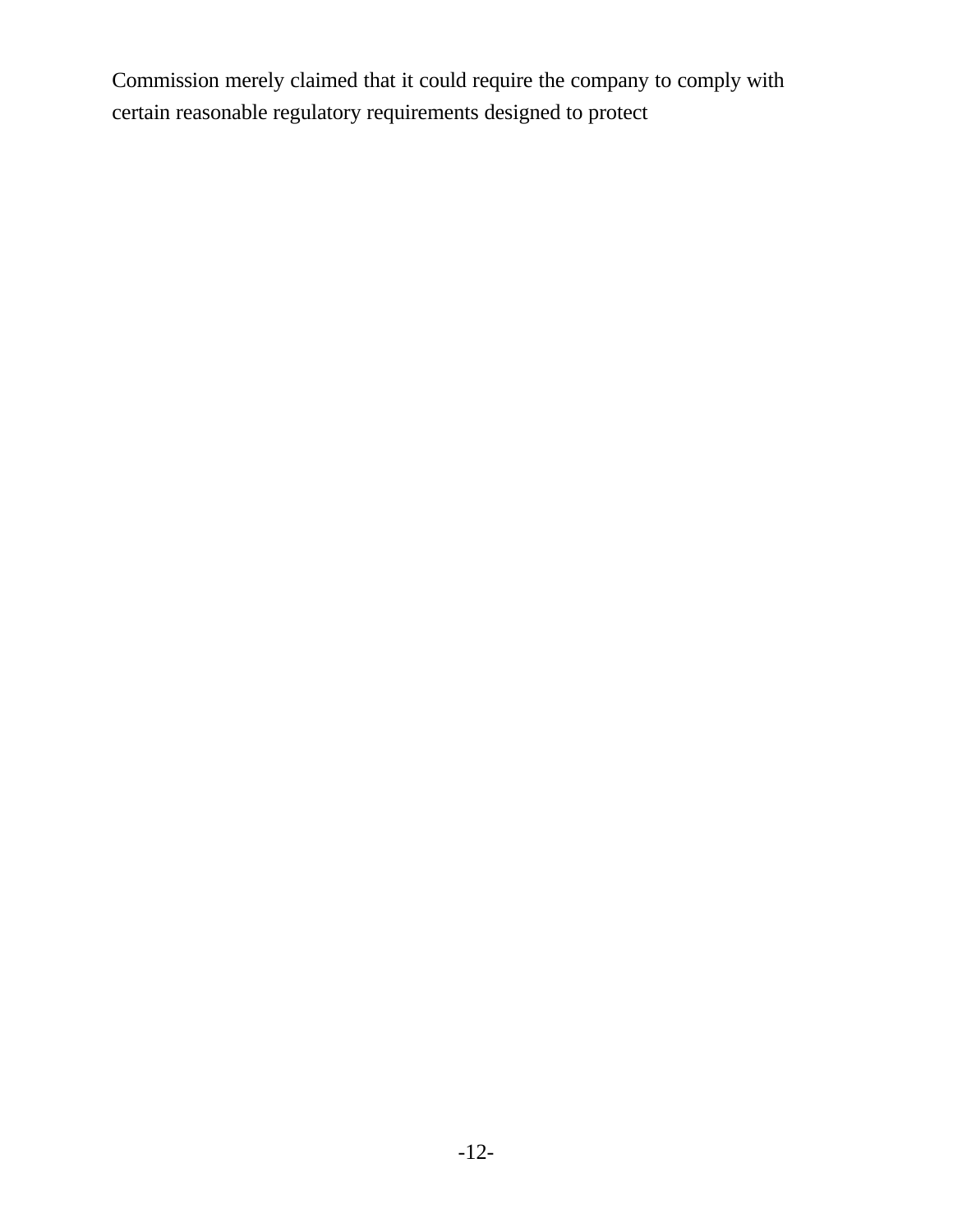Commission merely claimed that it could require the company to comply with certain reasonable regulatory requirements designed to protect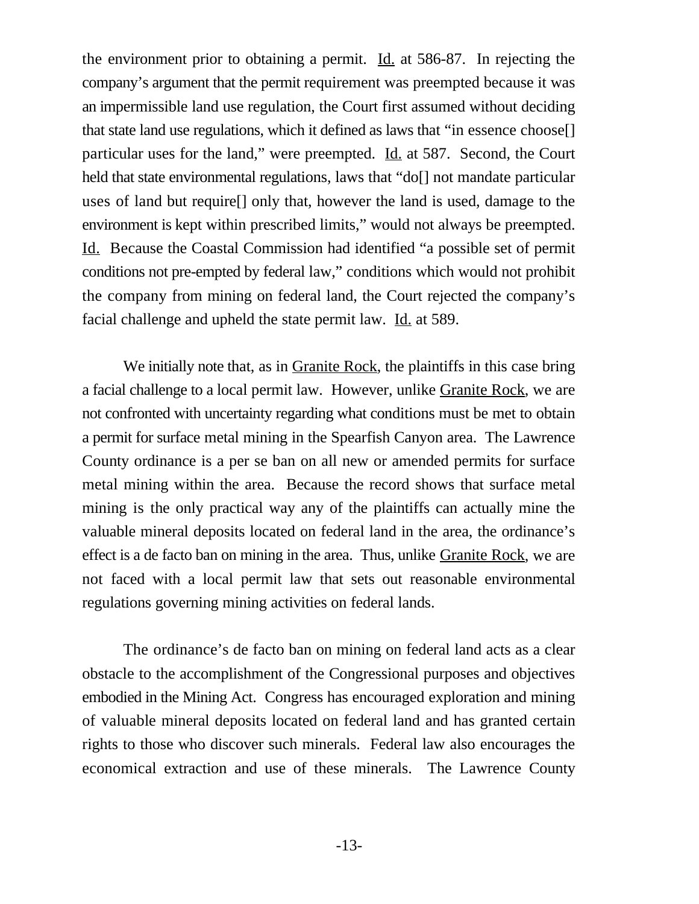the environment prior to obtaining a permit. Id. at 586-87. In rejecting the company's argument that the permit requirement was preempted because it was an impermissible land use regulation, the Court first assumed without deciding that state land use regulations, which it defined as laws that "in essence choose[] particular uses for the land," were preempted. Id. at 587. Second, the Court held that state environmental regulations, laws that "do[] not mandate particular uses of land but require[] only that, however the land is used, damage to the environment is kept within prescribed limits," would not always be preempted. Id. Because the Coastal Commission had identified "a possible set of permit conditions not pre-empted by federal law," conditions which would not prohibit the company from mining on federal land, the Court rejected the company's facial challenge and upheld the state permit law. Id. at 589.

We initially note that, as in Granite Rock, the plaintiffs in this case bring a facial challenge to a local permit law. However, unlike Granite Rock, we are not confronted with uncertainty regarding what conditions must be met to obtain a permit for surface metal mining in the Spearfish Canyon area. The Lawrence County ordinance is a per se ban on all new or amended permits for surface metal mining within the area. Because the record shows that surface metal mining is the only practical way any of the plaintiffs can actually mine the valuable mineral deposits located on federal land in the area, the ordinance's effect is a de facto ban on mining in the area. Thus, unlike Granite Rock, we are not faced with a local permit law that sets out reasonable environmental regulations governing mining activities on federal lands.

The ordinance's de facto ban on mining on federal land acts as a clear obstacle to the accomplishment of the Congressional purposes and objectives embodied in the Mining Act. Congress has encouraged exploration and mining of valuable mineral deposits located on federal land and has granted certain rights to those who discover such minerals. Federal law also encourages the economical extraction and use of these minerals. The Lawrence County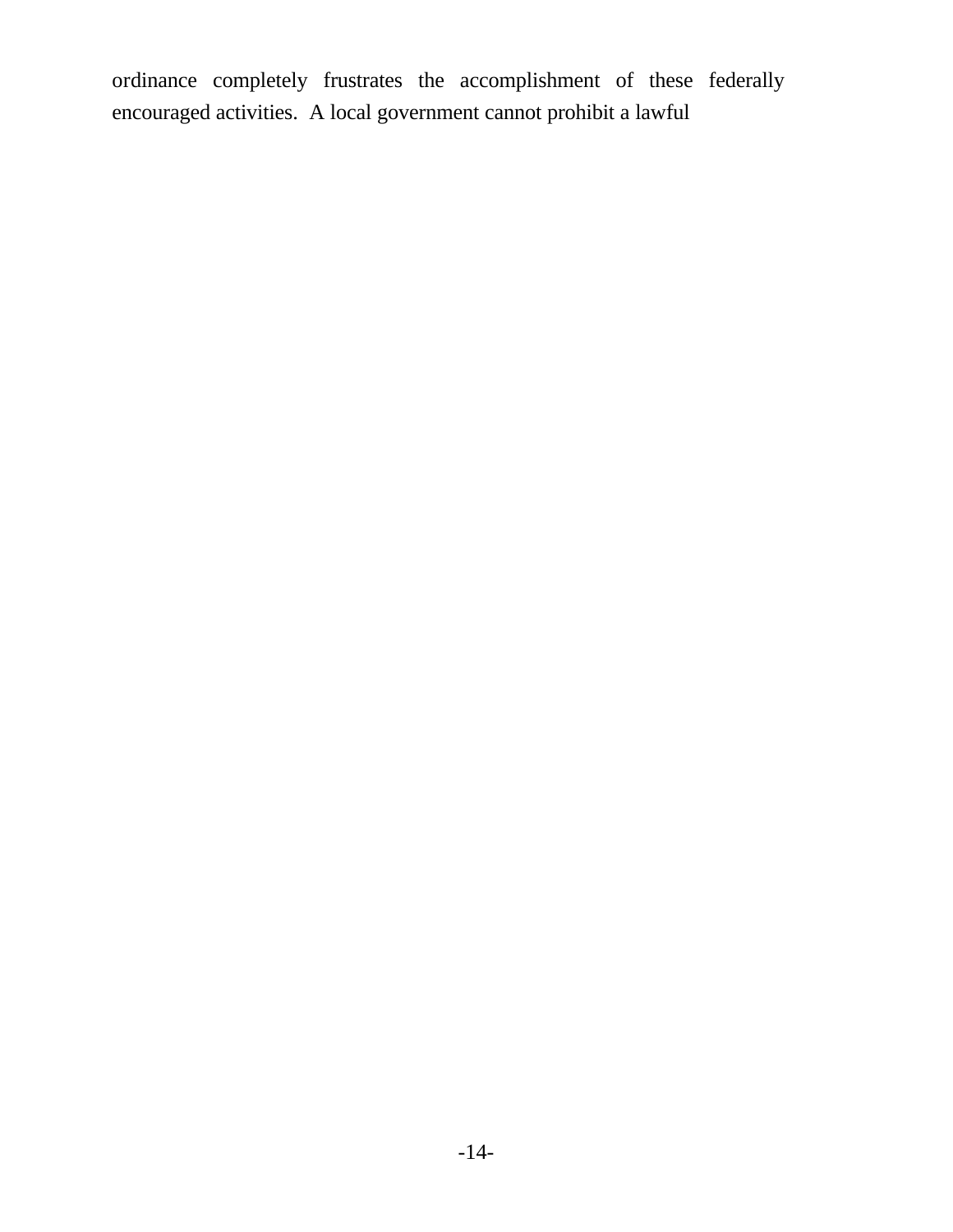ordinance completely frustrates the accomplishment of these federally encouraged activities. A local government cannot prohibit a lawful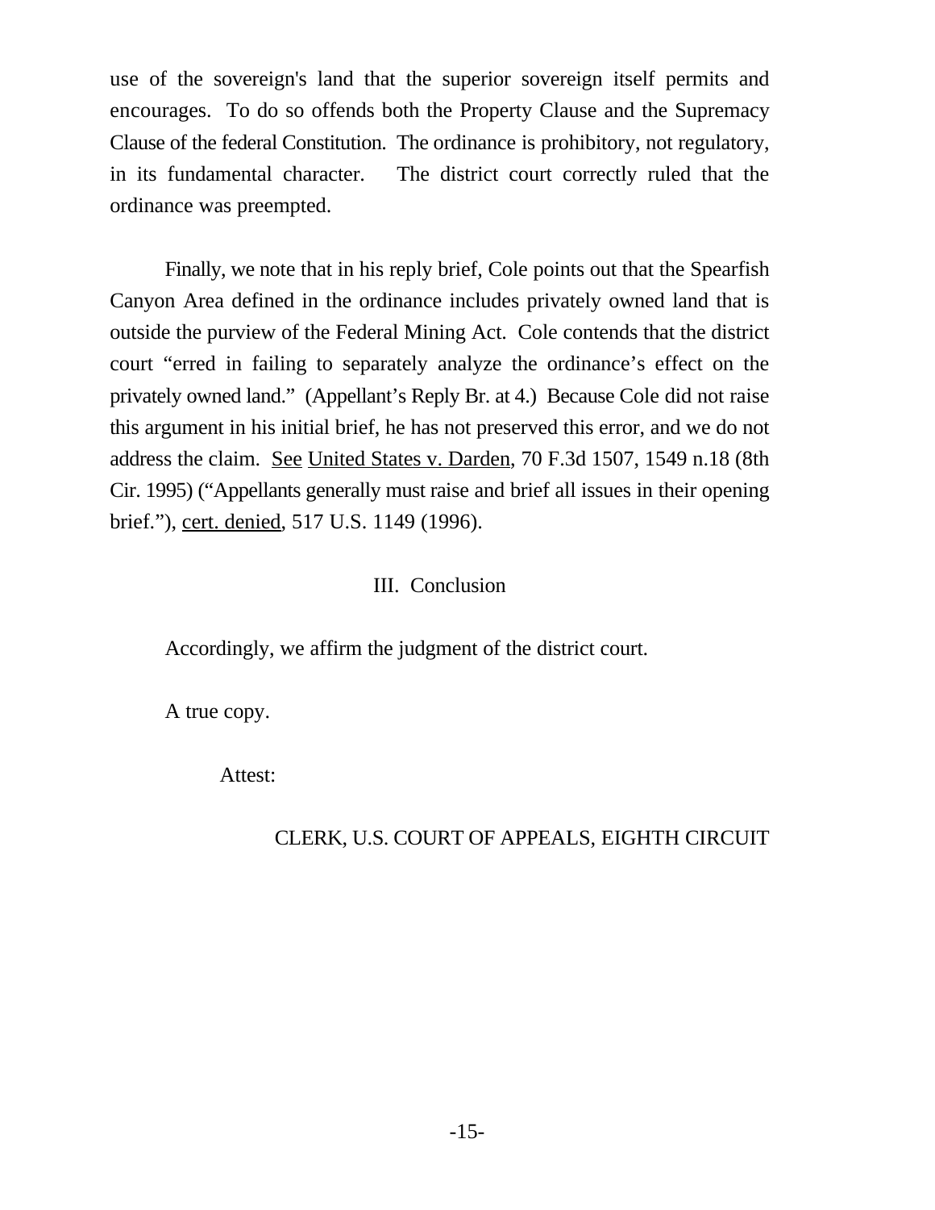use of the sovereign's land that the superior sovereign itself permits and encourages. To do so offends both the Property Clause and the Supremacy Clause of the federal Constitution. The ordinance is prohibitory, not regulatory, in its fundamental character. The district court correctly ruled that the ordinance was preempted.

Finally, we note that in his reply brief, Cole points out that the Spearfish Canyon Area defined in the ordinance includes privately owned land that is outside the purview of the Federal Mining Act. Cole contends that the district court "erred in failing to separately analyze the ordinance's effect on the privately owned land." (Appellant's Reply Br. at 4.) Because Cole did not raise this argument in his initial brief, he has not preserved this error, and we do not address the claim. See United States v. Darden, 70 F.3d 1507, 1549 n.18 (8th Cir. 1995) ("Appellants generally must raise and brief all issues in their opening brief."), cert. denied, 517 U.S. 1149 (1996).

## III. Conclusion

Accordingly, we affirm the judgment of the district court.

A true copy.

Attest:

CLERK, U.S. COURT OF APPEALS, EIGHTH CIRCUIT